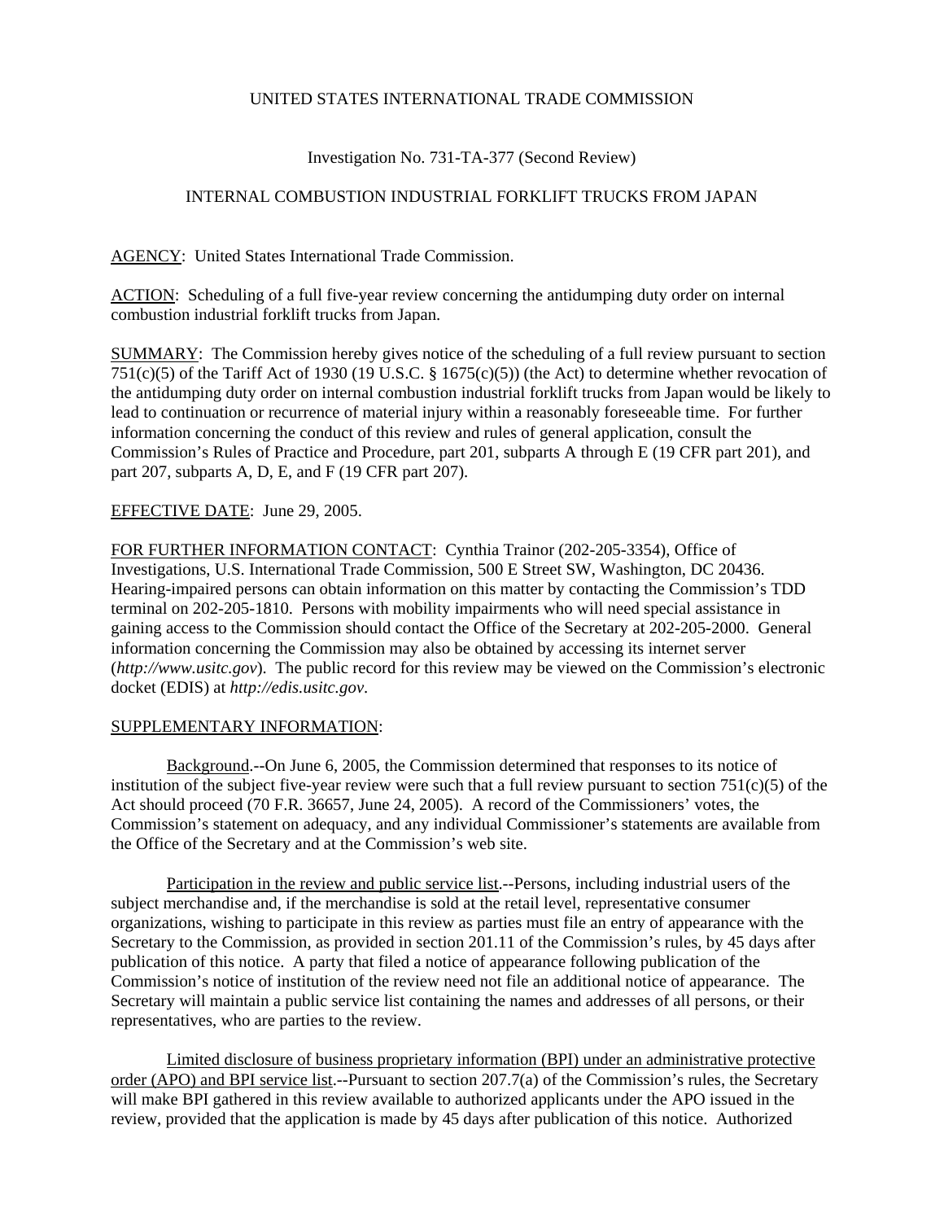UNITED STATES INTERNATIONAL TRADE COMMISSION

Investigation No. 731-TA-377 (Second Review)

INTERNAL COMBUSTION INDUSTRIAL FORKLIFT TRUCKS FROM JAPAN

AGENCY: United States International Trade Commission.

ACTION: Scheduling of a full five-year review concerning the antidumping duty order on internal combustion industrial forklift trucks from Japan.

SUMMARY: The Commission hereby gives notice of the scheduling of a full review pursuant to section 751(c)(5) of the Tariff Act of 1930 (19 U.S.C. § 1675(c)(5)) (the Act) to determine whether revocation of the antidumping duty order on internal combustion industrial forklift trucks from Japan would be likely to lead to continuation or recurrence of material injury within a reasonably foreseeable time. For further information concerning the conduct of this review and rules of general application, consult the Commission's Rules of Practice and Procedure, part 201, subparts A through E (19 CFR part 201), and part 207, subparts A, D, E, and F (19 CFR part 207).

EFFECTIVE DATE: June 29, 2005.

FOR FURTHER INFORMATION CONTACT: Cynthia Trainor (202-205-3354), Office of Investigations, U.S. International Trade Commission, 500 E Street SW, Washington, DC 20436. Hearing-impaired persons can obtain information on this matter by contacting the Commission's TDD terminal on 202-205-1810. Persons with mobility impairments who will need special assistance in gaining access to the Commission should contact the Office of the Secretary at 202-205-2000. General information concerning the Commission may also be obtained by accessing its internet server (*http://www.usitc.gov*). The public record for this review may be viewed on the Commission's electronic docket (EDIS) at *http://edis.usitc.gov*.

SUPPLEMENTARY INFORMATION:

Background.--On June 6, 2005, the Commission determined that responses to its notice of institution of the subject five-year review were such that a full review pursuant to section 751(c)(5) of the Act should proceed (70 F.R. 36657, June 24, 2005). A record of the Commissioners' votes, the Commission's statement on adequacy, and any individual Commissioner's statements are available from the Office of the Secretary and at the Commission's web site.

Participation in the review and public service list.--Persons, including industrial users of the subject merchandise and, if the merchandise is sold at the retail level, representative consumer organizations, wishing to participate in this review as parties must file an entry of appearance with the Secretary to the Commission, as provided in section 201.11 of the Commission's rules, by 45 days after publication of this notice. A party that filed a notice of appearance following publication of the Commission's notice of institution of the review need not file an additional notice of appearance. The Secretary will maintain a public service list containing the names and addresses of all persons, or their representatives, who are parties to the review.

Limited disclosure of business proprietary information (BPI) under an administrative protective order (APO) and BPI service list.--Pursuant to section 207.7(a) of the Commission's rules, the Secretary will make BPI gathered in this review available to authorized applicants under the APO issued in the review, provided that the application is made by 45 days after publication of this notice. Authorized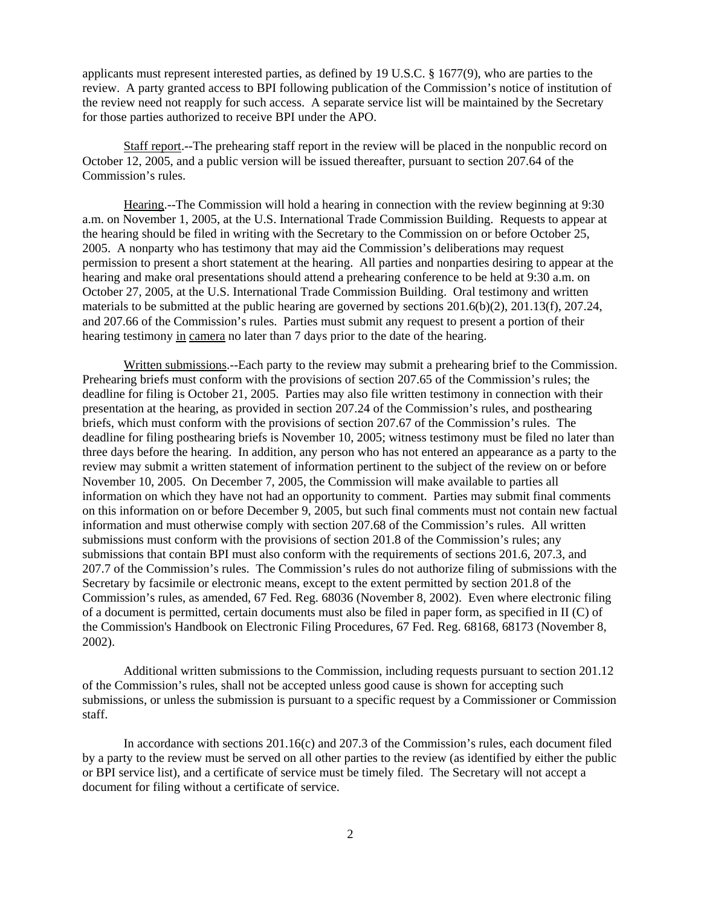applicants must represent interested parties, as defined by 19 U.S.C. § 1677(9), who are parties to the review. A party granted access to BPI following publication of the Commission's notice of institution of the review need not reapply for such access. A separate service list will be maintained by the Secretary for those parties authorized to receive BPI under the APO.

Staff report.--The prehearing staff report in the review will be placed in the nonpublic record on October 12, 2005, and a public version will be issued thereafter, pursuant to section 207.64 of the Commission's rules.

Hearing.--The Commission will hold a hearing in connection with the review beginning at 9:30 a.m. on November 1, 2005, at the U.S. International Trade Commission Building. Requests to appear at the hearing should be filed in writing with the Secretary to the Commission on or before October 25, 2005. A nonparty who has testimony that may aid the Commission's deliberations may request permission to present a short statement at the hearing. All parties and nonparties desiring to appear at the hearing and make oral presentations should attend a prehearing conference to be held at 9:30 a.m. on October 27, 2005, at the U.S. International Trade Commission Building. Oral testimony and written materials to be submitted at the public hearing are governed by sections 201.6(b)(2), 201.13(f), 207.24, and 207.66 of the Commission's rules. Parties must submit any request to present a portion of their hearing testimony in camera no later than 7 days prior to the date of the hearing.

Written submissions.--Each party to the review may submit a prehearing brief to the Commission. Prehearing briefs must conform with the provisions of section 207.65 of the Commission's rules; the deadline for filing is October 21, 2005. Parties may also file written testimony in connection with their presentation at the hearing, as provided in section 207.24 of the Commission's rules, and posthearing briefs, which must conform with the provisions of section 207.67 of the Commission's rules. The deadline for filing posthearing briefs is November 10, 2005; witness testimony must be filed no later than three days before the hearing. In addition, any person who has not entered an appearance as a party to the review may submit a written statement of information pertinent to the subject of the review on or before November 10, 2005. On December 7, 2005, the Commission will make available to parties all information on which they have not had an opportunity to comment. Parties may submit final comments on this information on or before December 9, 2005, but such final comments must not contain new factual information and must otherwise comply with section 207.68 of the Commission's rules. All written submissions must conform with the provisions of section 201.8 of the Commission's rules; any submissions that contain BPI must also conform with the requirements of sections 201.6, 207.3, and 207.7 of the Commission's rules. The Commission's rules do not authorize filing of submissions with the Secretary by facsimile or electronic means, except to the extent permitted by section 201.8 of the Commission's rules, as amended, 67 Fed. Reg. 68036 (November 8, 2002). Even where electronic filing of a document is permitted, certain documents must also be filed in paper form, as specified in II (C) of the Commission's Handbook on Electronic Filing Procedures, 67 Fed. Reg. 68168, 68173 (November 8, 2002).

Additional written submissions to the Commission, including requests pursuant to section 201.12 of the Commission's rules, shall not be accepted unless good cause is shown for accepting such submissions, or unless the submission is pursuant to a specific request by a Commissioner or Commission staff.

In accordance with sections 201.16(c) and 207.3 of the Commission's rules, each document filed by a party to the review must be served on all other parties to the review (as identified by either the public or BPI service list), and a certificate of service must be timely filed. The Secretary will not accept a document for filing without a certificate of service.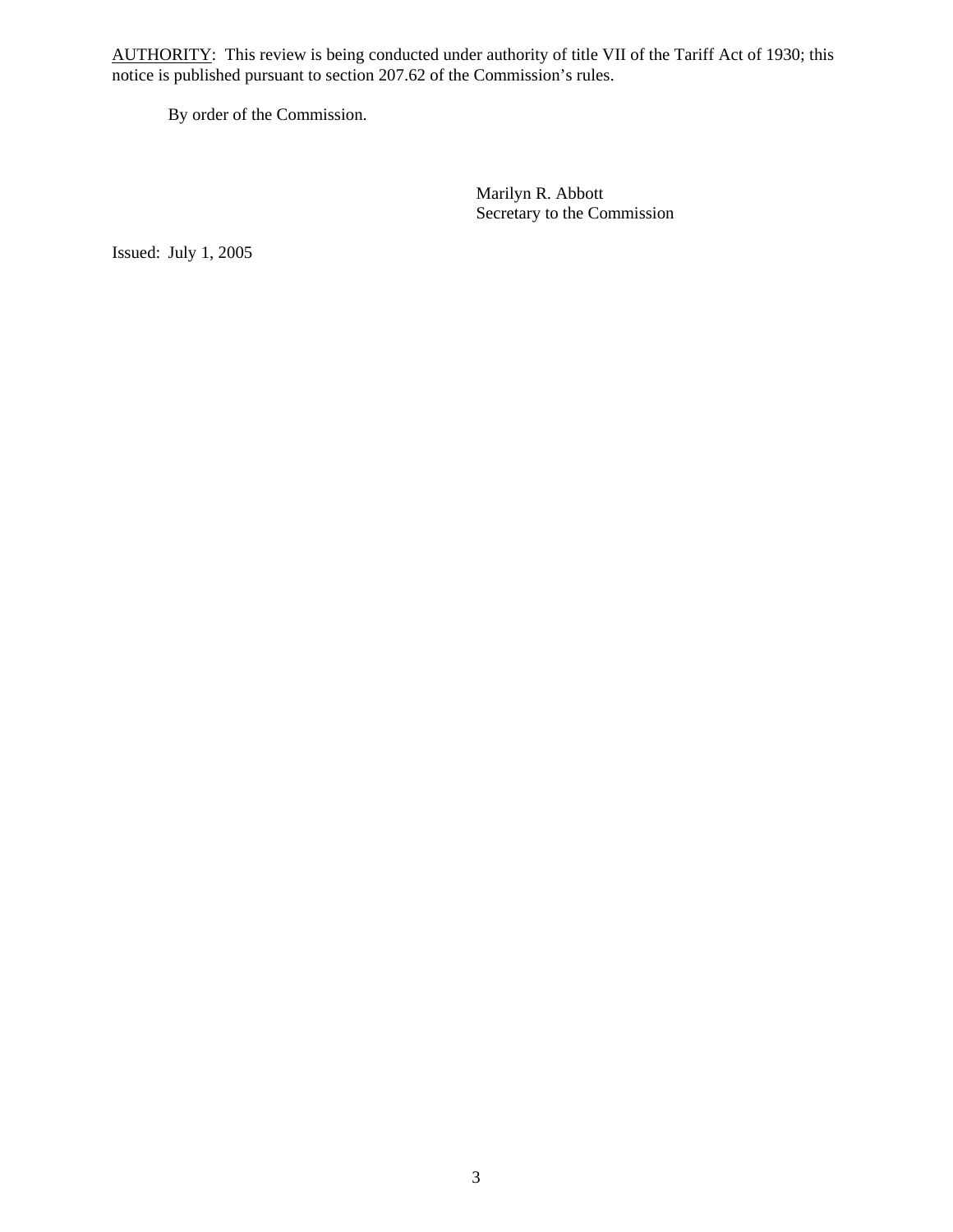<u>AUTHORITY</u>: This review is being conducted under authority of title VII of the Tariff Act of 1930; this notice is published pursuant to section 207.62 of the Commission's rules.

By order of the Commission.

Marilyn R. Abbott
Secretary to the Commission

Issued: July 1, 2005